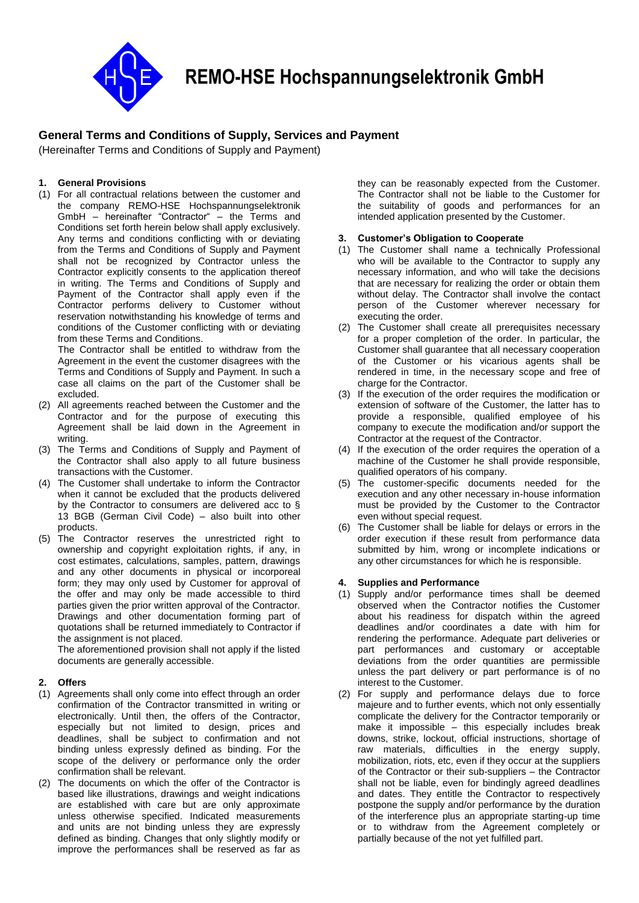# REMO-HSE Hochspannungselektronik GmbH

## General Terms and Conditions of Supply, Services and Payment

(Hereinafter Terms and Conditions of Supply and Payment)

### 1. General Provisions

(1) For all contractual relations between the customer and the company REMO-HSE Hochspannungselektronik GmbH – hereinafter "Contractor" – the Terms and Conditions set forth herein below shall apply exclusively. Any terms and conditions conflicting with or deviating from the Terms and Conditions of Supply and Payment shall not be recognized by Contractor unless the Contractor explicitly consents to the application thereof in writing. The Terms and Conditions of Supply and Payment of the Contractor shall apply even if the Contractor performs delivery to Customer without reservation notwithstanding his knowledge of terms and conditions of the Customer conflicting with or deviating from these Terms and Conditions.

The Contractor shall be entitled to withdraw from the Agreement in the event the customer disagrees with the Terms and Conditions of Supply and Payment. In such a case all claims on the part of the Customer shall be excluded.

(2) All agreements reached between the Customer and the Contractor and for the purpose of executing this Agreement shall be laid down in the Agreement in writing.

(3) The Terms and Conditions of Supply and Payment of the Contractor shall also apply to all future business transactions with the Customer.

(4) The Customer shall undertake to inform the Contractor when it cannot be excluded that the products delivered by the Contractor to consumers are delivered acc to § 13 BGB (German Civil Code) – also built into other products.

(5) The Contractor reserves the unrestricted right to ownership and copyright exploitation rights, if any, in cost estimates, calculations, samples, design, pattern, drawings and any other documents in physical or incorporeal form; they may only used by Customer for approval of the offer and may only be made accessible to third parties given the prior written approval of the Contractor. Drawings and other documentation forming part of quotations shall be returned immediately to Contractor if the assignment is not placed.

The aforementioned provision shall not apply if the listed documents are generally accessible.

### 2. Offers

(1) Agreements shall only come into effect through an order confirmation of the Contractor transmitted in writing or electronically. Until then, the offers of the Contractor, especially but not limited to design, prices and deadlines, shall be subject to confirmation and not binding unless expressly defined as binding. For the scope of the delivery or performance only the order confirmation shall be relevant.

(2) The documents on which the offer of the Contractor is based like illustrations, drawings and weight indications are established with care but are only approximate unless otherwise specified. Indicated measurements and units are not binding unless they are expressly defined as binding. Changes that only slightly modify or improve the performances shall be reserved as far as they can be reasonably expected from the Customer. The Contractor shall not be liable to the Customer for the suitability of goods and performances for an intended application presented by the Customer.

### 3. Customer's Obligation to Cooperate

(1) The Customer shall name a technically Professional who will be available to the Contractor to supply any necessary information, and who will take the decisions that are necessary for realizing the order or obtain them without delay. The Contractor shall involve the contact person of the Customer wherever necessary for executing the order.

(2) The Customer shall create all prerequisites necessary for a proper completion of the order. In particular, the Customer shall guarantee that all necessary cooperation of the Customer or his vicarious agents shall be rendered in time, in the necessary scope and free of charge for the Contractor.

(3) If the execution of the order requires the modification or extension of software of the Customer, the latter has to provide a responsible, qualified employee of his company to execute the modification and/or support the Contractor at the request of the Contractor.

(4) If the execution of the order requires the operation of a machine of the Customer he shall provide responsible, qualified operators of his company.

(5) The customer-specific documents needed for the execution and any other necessary in-house information must be provided by the Customer to the Contractor even without special request.

(6) The Customer shall be liable for delays or errors in the order execution if these result from performance data submitted by him, wrong or incomplete indications or any other circumstances for which he is responsible.

### 4. Supplies and Performance

(1) Supply and/or performance times shall be deemed observed when the Contractor notifies the Customer about his readiness for dispatch within the agreed deadlines and/or coordinates a date with him for rendering the performance. Adequate part deliveries or part performances and customary or acceptable deviations from the order quantities are permissible unless the part delivery or part performance is of no interest to the Customer.

(2) For supply and performance delays due to force majeure and to further events, which not only essentially complicate the delivery for the Contractor temporarily or make it impossible – this especially includes break downs, strike, lockout, official instructions, shortage of raw materials, difficulties in the energy supply, mobilization, riots, etc, even if they occur at the suppliers of the Contractor or their sub-suppliers – the Contractor shall not be liable, even for bindingly agreed deadlines and dates. They entitle the Contractor to respectively postpone the supply and/or performance by the duration of the interference plus an appropriate starting-up time or to withdraw from the Agreement completely or partially because of the not yet fulfilled part.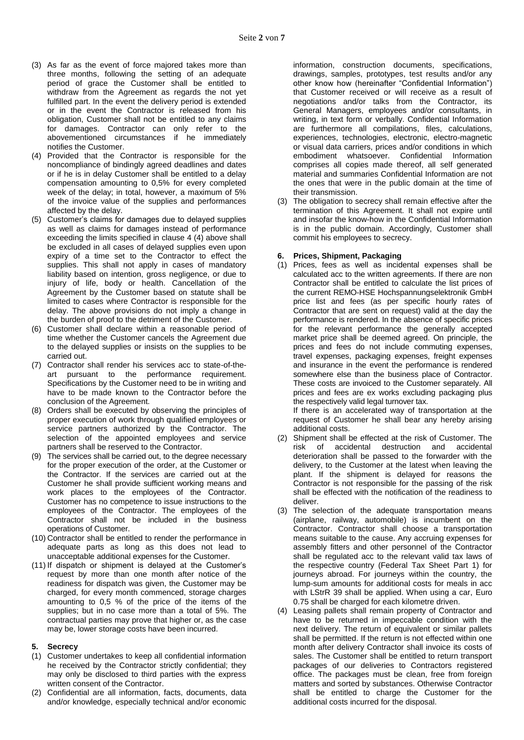(3) As far as the event of force majored takes more than three months, following the setting of an adequate period of grace the Customer shall be entitled to withdraw from the Agreement as regards the not yet fulfilled part. In the event the delivery period is extended or in the event the Contractor is released from his obligation, Customer shall not be entitled to any claims for damages. Contractor can only refer to the abovementioned circumstances if he immediately notifies the Customer.

(4) Provided that the Contractor is responsible for the noncompliance of bindingly agreed deadlines and dates or if he is in delay Customer shall be entitled to a delay compensation amounting to 0,5% for every completed week of the delay; in total, however, a maximum of 5% of the invoice value of the supplies and performances affected by the delay.

(5) Customer's claims for damages due to delayed supplies as well as claims for damages instead of performance exceeding the limits specified in clause 4 (4) above shall be excluded in all cases of delayed supplies even upon expiry of a time set to the Contractor to effect the supplies. This shall not apply in cases of mandatory liability based on intention, gross negligence, or due to injury of life, body or health. Cancellation of the Agreement by the Customer based on statute shall be limited to cases where Contractor is responsible for the delay. The above provisions do not imply a change in the burden of proof to the detriment of the Customer.

(6) Customer shall declare within a reasonable period of time whether the Customer cancels the Agreement due to the delayed supplies or insists on the supplies to be carried out.

(7) Contractor shall render his services acc to state-of-the-art pursuant to the performance requirement. Specifications by the Customer need to be in writing and have to be made known to the Contractor before the conclusion of the Agreement.

(8) Orders shall be executed by observing the principles of proper execution of work through qualified employees or service partners authorized by the Contractor. The selection of the appointed employees and service partners shall be reserved to the Contractor.

(9) The services shall be carried out, to the degree necessary for the proper execution of the order, at the Customer or the Contractor. If the services are carried out at the Customer he shall provide sufficient working means and work places to the employees of the Contractor. Customer has no competence to issue instructions to the employees of the Contractor. The employees of the Contractor shall not be included in the business operations of Customer.

(10) Contractor shall be entitled to render the performance in adequate parts as long as this does not lead to unacceptable additional expenses for the Customer.

(11) If dispatch or shipment is delayed at the Customer's request by more than one month after notice of the readiness for dispatch was given, the Customer may be charged, for every month commenced, storage charges amounting to 0,5 % of the price of the items of the supplies; but in no case more than a total of 5%. The contractual parties may prove that higher or, as the case may be, lower storage costs have been incurred.

## 5. Secrecy

(1) Customer undertakes to keep all confidential information he received by the Contractor strictly confidential; they may only be disclosed to third parties with the express written consent of the Contractor.

(2) Confidential are all information, facts, documents, data and/or knowledge, especially technical and/or economic information, construction documents, specifications, drawings, samples, prototypes, test results and/or any other know how (hereinafter "Confidential Information") that Customer received or will receive as a result of negotiations and/or talks from the Contractor, its General Managers, employees and/or consultants, in writing, in text form or verbally. Confidential Information are furthermore all compilations, files, calculations, experiences, technologies, electronic, electro-magnetic or visual data carriers, prices and/or conditions in which embodiment whatsoever. Confidential Information comprises all copies made thereof, all self generated material and summaries Confidential Information are not the ones that were in the public domain at the time of their transmission.

(3) The obligation to secrecy shall remain effective after the termination of this Agreement. It shall not expire until and insofar the know-how in the Confidential Information is in the public domain. Accordingly, Customer shall commit his employees to secrecy.

## 6. Prices, Shipment, Packaging

(1) Prices, fees as well as incidental expenses shall be calculated acc to the written agreements. If there are non Contractor shall be entitled to calculate the list prices of the current REMO-HSE Hochspannungselektronik GmbH price list and fees (as per specific hourly rates of Contractor that are sent on request) valid at the day the performance is rendered. In the absence of specific prices for the relevant performance the generally accepted market price shall be deemed agreed. On principle, the prices and fees do not include commuting expenses, travel expenses, packaging expenses, freight expenses and insurance in the event the performance is rendered somewhere else than the business place of Contractor. These costs are invoiced to the Customer separately. All prices and fees are ex works excluding packaging plus the respectively valid legal turnover tax.

If there is an accelerated way of transportation at the request of Customer he shall bear any hereby arising additional costs.

(2) Shipment shall be effected at the risk of Customer. The risk of accidental destruction and accidental deterioration shall be passed to the forwarder with the delivery, to the Customer at the latest when leaving the plant. If the shipment is delayed for reasons the Contractor is not responsible for the passing of the risk shall be effected with the notification of the readiness to deliver.

(3) The selection of the adequate transportation means (airplane, railway, automobile) is incumbent on the Contractor. Contractor shall choose a transportation means suitable to the cause. Any accruing expenses for assembly fitters and other personnel of the Contractor shall be regulated acc to the relevant valid tax laws of the respective country (Federal Tax Sheet Part 1) for journeys abroad. For journeys within the country, the lump-sum amounts for additional costs for meals in acc with LStrR 39 shall be applied. When using a car, Euro 0.75 shall be charged for each kilometre driven.

(4) Leasing pallets shall remain property of Contractor and have to be returned in impeccable condition with the next delivery. The return of equivalent or similar pallets shall be permitted. If the return is not effected within one month after delivery Contractor shall invoice its costs of sales. The Customer shall be entitled to return transport packages of our deliveries to Contractors registered office. The packages must be clean, free from foreign matters and sorted by substances. Otherwise Contractor shall be entitled to charge the Customer for the additional costs incurred for the disposal.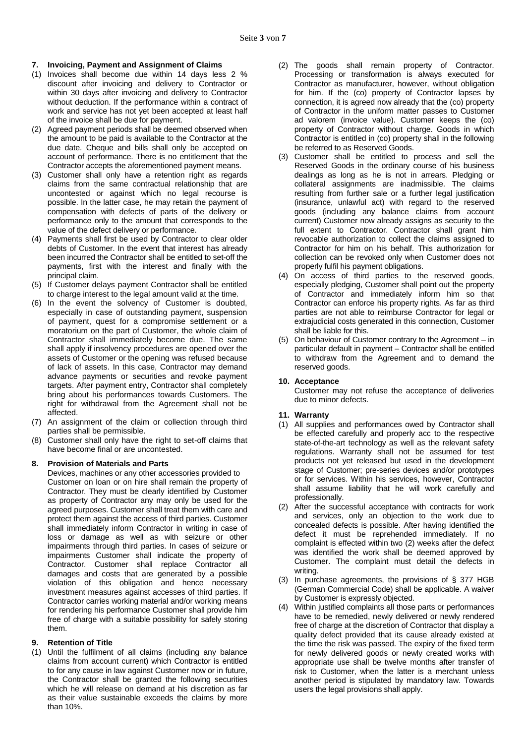## 7. Invoicing, Payment and Assignment of Claims

(1) Invoices shall become due within 14 days less 2 % discount after invoicing and delivery to Contractor or within 30 days after invoicing and delivery to Contractor without deduction. If the performance within a contract of work and service has not yet been accepted at least half of the invoice shall be due for payment.

(2) Agreed payment periods shall be deemed observed when the amount to be paid is available to the Contractor at the due date. Cheque and bills shall only be accepted on account of performance. There is no entitlement that the Contractor accepts the aforementioned payment means.

(3) Customer shall only have a retention right as regards claims from the same contractual relationship that are uncontested or against which no legal recourse is possible. In the latter case, he may retain the payment of compensation with defects of parts of the delivery or performance only to the amount that corresponds to the value of the defect delivery or performance.

(4) Payments shall first be used by Contractor to clear older debts of Customer. In the event that interest has already been incurred the Contractor shall be entitled to set-off the payments, first with the interest and finally with the principal claim.

(5) If Customer delays payment Contractor shall be entitled to charge interest to the legal amount valid at the time.

(6) In the event the solvency of Customer is doubted, especially in case of outstanding payment, suspension of payment, quest for a compromise settlement or a moratorium on the part of Customer, the whole claim of Contractor shall immediately become due. The same shall apply if insolvency procedures are opened over the assets of Customer or the opening was refused because of lack of assets. In this case, Contractor may demand advance payments or securities and revoke payment targets. After payment entry, Contractor shall completely bring about his performances towards Customers. The right for withdrawal from the Agreement shall not be affected.

(7) An assignment of the claim or collection through third parties shall be permissible.

(8) Customer shall only have the right to set-off claims that have become final or are uncontested.

## 8. Provision of Materials and Parts

Devices, machines or any other accessories provided to Customer on loan or on hire shall remain the property of Contractor. They must be clearly identified by Customer as property of Contractor any may only be used for the agreed purposes. Customer shall treat them with care and protect them against the access of third parties. Customer shall immediately inform Contractor in writing in case of loss or damage as well as with seizure or other impairments through third parties. In cases of seizure or impairments Customer shall indicate the property of Contractor. Customer shall replace Contractor all damages and costs that are generated by a possible violation of this obligation and hence necessary investment measures against accesses of third parties. If Contractor carries working material and/or working means for rendering his performance Customer shall provide him free of charge with a suitable possibility for safely storing them.

## 9. Retention of Title

(1) Until the fulfilment of all claims (including any balance claims from account current) which Contractor is entitled to for any cause in law against Customer now or in future, the Contractor shall be granted the following securities which he will release on demand at his discretion as far as their value sustainable exceeds the claims by more than 10%.

(2) The goods shall remain property of Contractor. Processing or transformation is always executed for Contractor as manufacturer, however, without obligation for him. If the (co) property of Contractor lapses by connection, it is agreed now already that the (co) property of Contractor in the uniform matter passes to Customer ad valorem (invoice value). Customer keeps the (co) property of Contractor without charge. Goods in which Contractor is entitled in (co) property shall in the following be referred to as Reserved Goods.

(3) Customer shall be entitled to process and sell the Reserved Goods in the ordinary course of his business dealings as long as he is not in arrears. Pledging or collateral assignments are inadmissible. The claims resulting from further sale or a further legal justification (insurance, unlawful act) with regard to the reserved goods (including any balance claims from account current) Customer now already assigns as security to the full extent to Contractor. Contractor shall grant him revocable authorization to collect the claims assigned to Contractor for him on his behalf. This authorization for collection can be revoked only when Customer does not properly fulfil his payment obligations.

(4) On access of third parties to the reserved goods, especially pledging, Customer shall point out the property of Contractor and immediately inform him so that Contractor can enforce his property rights. As far as third parties are not able to reimburse Contractor for legal or extrajudicial costs generated in this connection, Customer shall be liable for this.

(5) On behaviour of Customer contrary to the Agreement – in particular default in payment – Contractor shall be entitled to withdraw from the Agreement and to demand the reserved goods.

## 10. Acceptance

Customer may not refuse the acceptance of deliveries due to minor defects.

## 11. Warranty

(1) All supplies and performances owed by Contractor shall be effected carefully and properly acc to the respective state-of-the-art technology as well as the relevant safety regulations. Warranty shall not be assumed for test products not yet released but used in the development stage of Customer; pre-series devices and/or prototypes or for services. Within his services, however, Contractor shall assume liability that he will work carefully and professionally.

(2) After the successful acceptance with contracts for work and services, only an objection to the work due to concealed defects is possible. After having identified the defect it must be reprehended immediately. If no complaint is effected within two (2) weeks after the defect was identified the work shall be deemed approved by Customer. The complaint must detail the defects in writing.

(3) In purchase agreements, the provisions of § 377 HGB (German Commercial Code) shall be applicable. A waiver by Customer is expressly objected.

(4) Within justified complaints all those parts or performances have to be remedied, newly delivered or newly rendered free of charge at the discretion of Contractor that display a quality defect provided that its cause already existed at the time the risk was passed. The expiry of the fixed term for newly delivered goods or newly created works with appropriate use shall be twelve months after transfer of risk to Customer, when the latter is a merchant unless another period is stipulated by mandatory law. Towards users the legal provisions shall apply.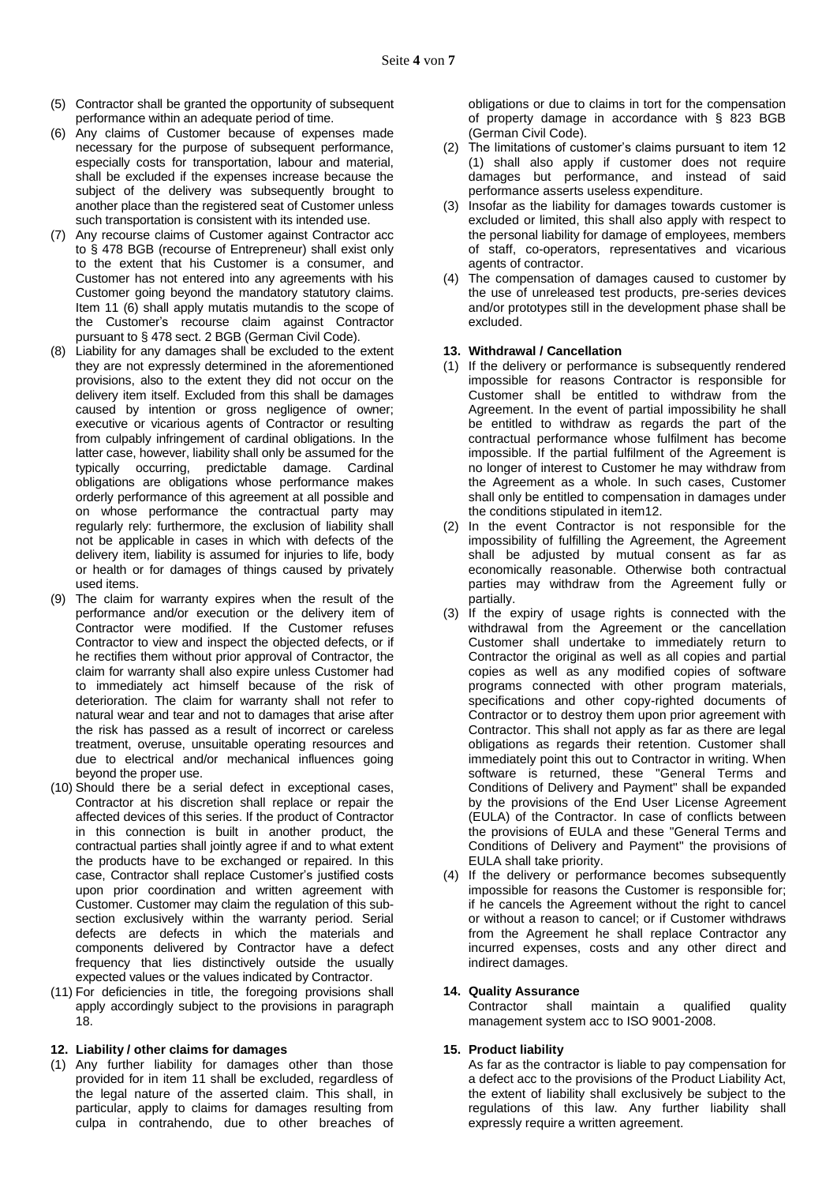(5) Contractor shall be granted the opportunity of subsequent performance within an adequate period of time.

(6) Any claims of Customer because of expenses made necessary for the purpose of subsequent performance, especially costs for transportation, labour and material, shall be excluded if the expenses increase because the subject of the delivery was subsequently brought to another place than the registered seat of Customer unless such transportation is consistent with its intended use.

(7) Any recourse claims of Customer against Contractor acc to § 478 BGB (recourse of Entrepreneur) shall exist only to the extent that his Customer is a consumer, and Customer has not entered into any agreements with his Customer going beyond the mandatory statutory claims. Item 11 (6) shall apply mutatis mutandis to the scope of the Customer's recourse claim against Contractor pursuant to § 478 sect. 2 BGB (German Civil Code).

(8) Liability for any damages shall be excluded to the extent they are not expressly determined in the aforementioned provisions, also to the extent they did not occur on the delivery item itself. Excluded from this shall be damages caused by intention or gross negligence of owner; executive or vicarious agents of Contractor or resulting from culpably infringement of cardinal obligations. In the latter case, however, liability shall only be assumed for the typically occurring, predictable damage. Cardinal obligations are obligations whose performance makes orderly performance of this agreement at all possible and on whose performance the contractual party may regularly rely: furthermore, the exclusion of liability shall not be applicable in cases in which with defects of the delivery item, liability is assumed for injuries to life, body or health or for damages of things caused by privately used items.

(9) The claim for warranty expires when the result of the performance and/or execution or the delivery item of Contractor were modified. If the Customer refuses Contractor to view and inspect the objected defects, or if he rectifies them without prior approval of Contractor, the claim for warranty shall also expire unless Customer had to immediately act himself because of the risk of deterioration. The claim for warranty shall not refer to natural wear and tear and not to damages that arise after the risk has passed as a result of incorrect or careless treatment, overuse, unsuitable operating resources and due to electrical and/or mechanical influences going beyond the proper use.

(10) Should there be a serial defect in exceptional cases, Contractor at his discretion shall replace or repair the affected devices of this series. If the product of Contractor in this connection is built in another product, the contractual parties shall jointly agree if and to what extent the products have to be exchanged or repaired. In this case, Contractor shall replace Customer's justified costs upon prior coordination and written agreement with Customer. Customer may claim the regulation of this sub-section exclusively within the warranty period. Serial defects are defects in which the materials and components delivered by Contractor have a defect frequency that lies distinctively outside the usually expected values or the values indicated by Contractor.

(11) For deficiencies in title, the foregoing provisions shall apply accordingly subject to the provisions in paragraph 18.

**12. Liability / other claims for damages**

(1) Any further liability for damages other than those provided for in item 11 shall be excluded, regardless of the legal nature of the asserted claim. This shall, in particular, apply to claims for damages resulting from culpa in contrahendo, due to other breaches of obligations or due to claims in tort for the compensation of property damage in accordance with § 823 BGB (German Civil Code).

(2) The limitations of customer's claims pursuant to item 12 (1) shall also apply if customer does not require damages but performance, and instead of said performance asserts useless expenditure.

(3) Insofar as the liability for damages towards customer is excluded or limited, this shall also apply with respect to the personal liability for damage of employees, members of staff, co-operators, representatives and vicarious agents of contractor.

(4) The compensation of damages caused to customer by the use of unreleased test products, pre-series devices and/or prototypes still in the development phase shall be excluded.

**13. Withdrawal / Cancellation**

(1) If the delivery or performance is subsequently rendered impossible for reasons Contractor is responsible for Customer shall be entitled to withdraw from the Agreement. In the event of partial impossibility he shall be entitled to withdraw as regards the part of the contractual performance whose fulfilment has become impossible. If the partial fulfilment of the Agreement is no longer of interest to Customer he may withdraw from the Agreement as a whole. In such cases, Customer shall only be entitled to compensation in damages under the conditions stipulated in item12.

(2) In the event Contractor is not responsible for the impossibility of fulfilling the Agreement, the Agreement shall be adjusted by mutual consent as far as economically reasonable. Otherwise both contractual parties may withdraw from the Agreement fully or partially.

(3) If the expiry of usage rights is connected with the withdrawal from the Agreement or the cancellation Customer shall undertake to immediately return to Contractor the original as well as all copies and partial copies as well as any modified copies of software programs connected with other program materials, specifications and other copy-righted documents of Contractor or to destroy them upon prior agreement with Contractor. This shall not apply as far as there are legal obligations as regards their retention. Customer shall immediately point this out to Contractor in writing. When software is returned, these "General Terms and Conditions of Delivery and Payment" shall be expanded by the provisions of the End User License Agreement (EULA) of the Contractor. In case of conflicts between the provisions of EULA and these "General Terms and Conditions of Delivery and Payment" the provisions of EULA shall take priority.

(4) If the delivery or performance becomes subsequently impossible for reasons the Customer is responsible for; if he cancels the Agreement without the right to cancel or without a reason to cancel; or if Customer withdraws from the Agreement he shall replace Contractor any incurred expenses, costs and any other direct and indirect damages.

**14. Quality Assurance**

Contractor shall maintain a qualified quality management system acc to ISO 9001-2008.

**15. Product liability**

As far as the contractor is liable to pay compensation for a defect acc to the provisions of the Product Liability Act, the extent of liability shall exclusively be subject to the regulations of this law. Any further liability shall expressly require a written agreement.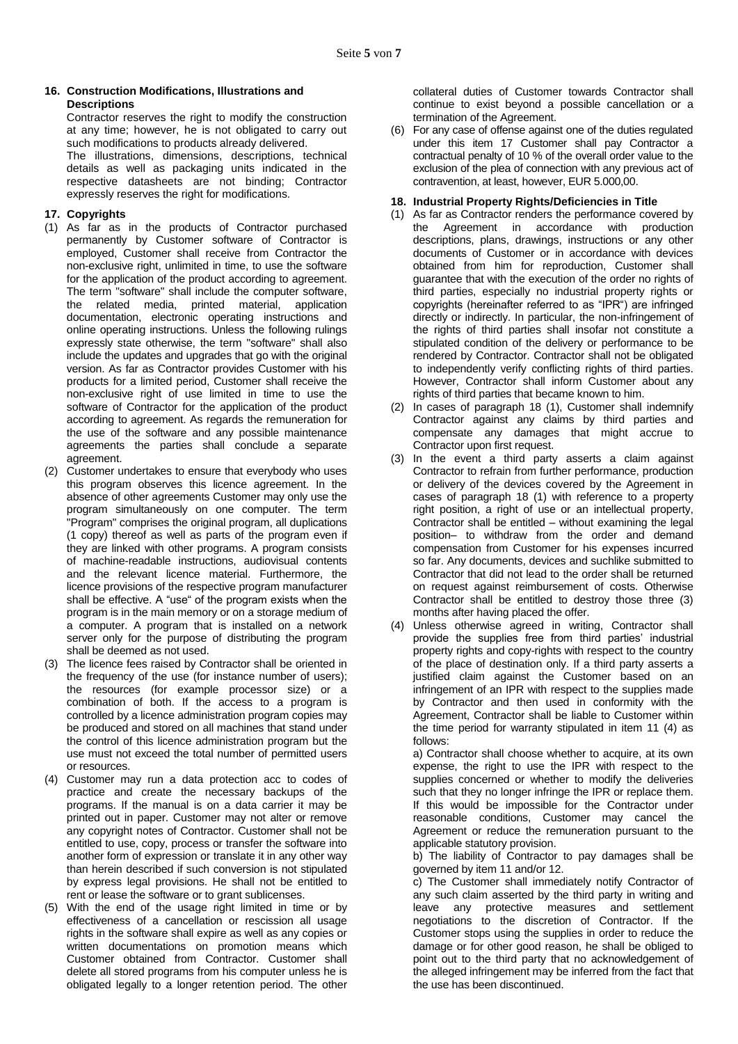## 16. Construction Modifications, Illustrations and Descriptions

Contractor reserves the right to modify the construction at any time; however, he is not obligated to carry out such modifications to products already delivered.

The illustrations, dimensions, descriptions, technical details as well as packaging units indicated in the respective datasheets are not binding; Contractor expressly reserves the right for modifications.

## 17. Copyrights

(1) As far as in the products of Contractor purchased permanently by Customer software of Contractor is employed, Customer shall receive from Contractor the non-exclusive right, unlimited in time, to use the software for the application of the product according to agreement. The term "software" shall include the computer software, the related media, printed material, application documentation, electronic operating instructions and online operating instructions. Unless the following rulings expressly state otherwise, the term "software" shall also include the updates and upgrades that go with the original version. As far as Contractor provides Customer with his products for a limited period, Customer shall receive the non-exclusive right of use limited in time to use the software of Contractor for the application of the product according to agreement. As regards the remuneration for the use of the software and any possible maintenance agreements the parties shall conclude a separate agreement.

(2) Customer undertakes to ensure that everybody who uses this program observes this licence agreement. In the absence of other agreements Customer may only use the program simultaneously on one computer. The term "Program" comprises the original program, all duplications (1 copy) thereof as well as parts of the program even if they are linked with other programs. A program consists of machine-readable instructions, audiovisual contents and the relevant licence material. Furthermore, the licence provisions of the respective program manufacturer shall be effective. A "use" of the program exists when the program is in the main memory or on a storage medium of a computer. A program that is installed on a network server only for the purpose of distributing the program shall be deemed as not used.

(3) The licence fees raised by Contractor shall be oriented in the frequency of the use (for instance number of users); the resources (for example processor size) or a combination of both. If the access to a program is controlled by a licence administration program copies may be produced and stored on all machines that stand under the control of this licence administration program but the use must not exceed the total number of permitted users or resources.

(4) Customer may run a data protection acc to codes of practice and create the necessary backups of the programs. If the manual is on a data carrier it may be printed out in paper. Customer may not alter or remove any copyright notes of Contractor. Customer shall not be entitled to use, copy, process or transfer the software into another form of expression or translate it in any other way than herein described if such conversion is not stipulated by express legal provisions. He shall not be entitled to rent or lease the software or to grant sublicenses.

(5) With the end of the usage right limited in time or by effectiveness of a cancellation or rescission all usage rights in the software shall expire as well as any copies or written documentations on promotion means which Customer obtained from Contractor. Customer shall delete all stored programs from his computer unless he is obligated legally to a longer retention period. The other collateral duties of Customer towards Contractor shall continue to exist beyond a possible cancellation or a termination of the Agreement.

(6) For any case of offense against one of the duties regulated under this item 17 Customer shall pay Contractor a contractual penalty of 10 % of the overall order value to the exclusion of the plea of connection with any previous act of contravention, at least, however, EUR 5.000,00.

## 18. Industrial Property Rights/Deficiencies in Title

(1) As far as Contractor renders the performance covered by the Agreement in accordance with production descriptions, plans, drawings, instructions or any other documents of Customer or in accordance with devices obtained from him for reproduction, Customer shall guarantee that with the execution of the order no rights of third parties, especially no industrial property rights or copyrights (hereinafter referred to as "IPR") are infringed directly or indirectly. In particular, the non-infringement of the rights of third parties shall insofar not constitute a stipulated condition of the delivery or performance to be rendered by Contractor. Contractor shall not be obligated to independently verify conflicting rights of third parties. However, Contractor shall inform Customer about any rights of third parties that became known to him.

(2) In cases of paragraph 18 (1), Customer shall indemnify Contractor against any claims by third parties and compensate any damages that might accrue to Contractor upon first request.

(3) In the event a third party asserts a claim against Contractor to refrain from further performance, production or delivery of the devices covered by the Agreement in cases of paragraph 18 (1) with reference to a property right position, a right of use or an intellectual property, Contractor shall be entitled – without examining the legal position– to withdraw from the order and demand compensation from Customer for his expenses incurred so far. Any documents, devices and suchlike submitted to Contractor that did not lead to the order shall be returned on request against reimbursement of costs. Otherwise Contractor shall be entitled to destroy those three (3) months after having placed the offer.

(4) Unless otherwise agreed in writing, Contractor shall provide the supplies free from third parties' industrial property rights and copy-rights with respect to the country of the place of destination only. If a third party asserts a justified claim against the Customer based on an infringement of an IPR with respect to the supplies made by Contractor and then used in conformity with the Agreement, Contractor shall be liable to Customer within the time period for warranty stipulated in item 11 (4) as follows:

a) Contractor shall choose whether to acquire, at its own expense, the right to use the IPR with respect to the supplies concerned or whether to modify the deliveries such that they no longer infringe the IPR or replace them. If this would be impossible for the Contractor under reasonable conditions, Customer may cancel the Agreement or reduce the remuneration pursuant to the applicable statutory provision.

b) The liability of Contractor to pay damages shall be governed by item 11 and/or 12.

c) The Customer shall immediately notify Contractor of any such claim asserted by the third party in writing and leave any protective measures and settlement negotiations to the discretion of Contractor. If the Customer stops using the supplies in order to reduce the damage or for other good reason, he shall be obliged to point out to the third party that no acknowledgement of the alleged infringement may be inferred from the fact that the use has been discontinued.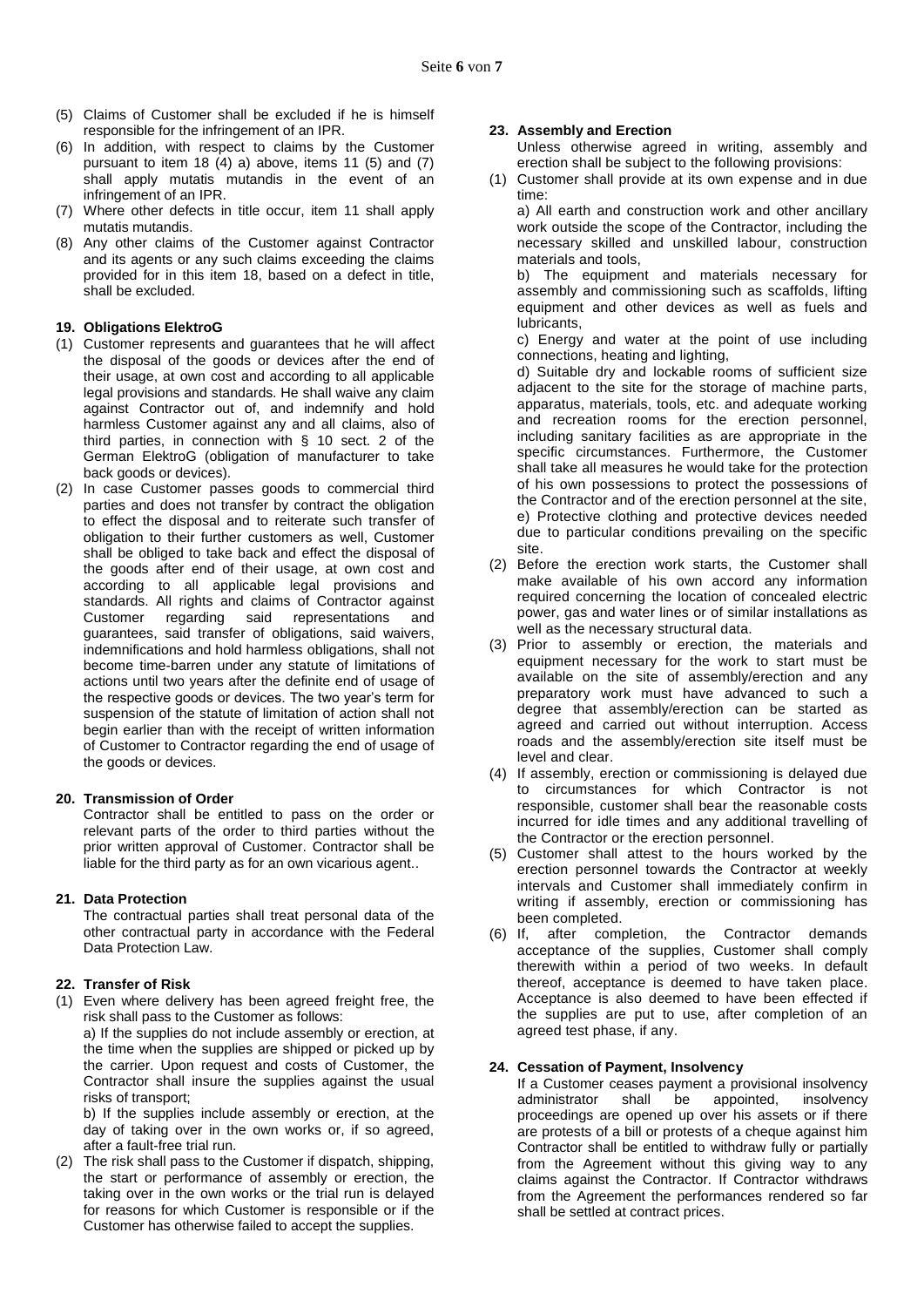(5) Claims of Customer shall be excluded if he is himself responsible for the infringement of an IPR.

(6) In addition, with respect to claims by the Customer pursuant to item 18 (4) a) above, items 11 (5) and (7) shall apply mutatis mutandis in the event of an infringement of an IPR.

(7) Where other defects in title occur, item 11 shall apply mutatis mutandis.

(8) Any other claims of the Customer against Contractor and its agents or any such claims exceeding the claims provided for in this item 18, based on a defect in title, shall be excluded.

**19. Obligations ElektroG**

(1) Customer represents and guarantees that he will affect the disposal of the goods or devices after the end of their usage, at own cost and according to all applicable legal provisions and standards. He shall waive any claim against Contractor out of, and indemnify and hold harmless Customer against any and all claims, also of third parties, in connection with § 10 sect. 2 of the German ElektroG (obligation of manufacturer to take back goods or devices).

(2) In case Customer passes goods to commercial third parties and does not transfer by contract the obligation to effect the disposal and to reiterate such transfer of obligation to their further customers as well, Customer shall be obliged to take back and effect the disposal of the goods after end of their usage, at own cost and according to all applicable legal provisions and standards. All rights and claims of Contractor against Customer regarding said representations and guarantees, said transfer of obligations, said waivers, indemnifications and hold harmless obligations, shall not become time-barren under any statute of limitations of actions until two years after the definite end of usage of the respective goods or devices. The two year's term for suspension of the statute of limitation of action shall not begin earlier than with the receipt of written information of Customer to Contractor regarding the end of usage of the goods or devices.

**20. Transmission of Order**

Contractor shall be entitled to pass on the order or relevant parts of the order to third parties without the prior written approval of Customer. Contractor shall be liable for the third party as for an own vicarious agent..

**21. Data Protection**

The contractual parties shall treat personal data of the other contractual party in accordance with the Federal Data Protection Law.

**22. Transfer of Risk**

(1) Even where delivery has been agreed freight free, the risk shall pass to the Customer as follows:
a) If the supplies do not include assembly or erection, at the time when the supplies are shipped or picked up by the carrier. Upon request and costs of Customer, the Contractor shall insure the supplies against the usual risks of transport;
b) If the supplies include assembly or erection, at the day of taking over in the own works or, if so agreed, after a fault-free trial run.

(2) The risk shall pass to the Customer if dispatch, shipping, the start or performance of assembly or erection, the taking over in the own works or the trial run is delayed for reasons for which Customer is responsible or if the Customer has otherwise failed to accept the supplies.

**23. Assembly and Erection**

Unless otherwise agreed in writing, assembly and erection shall be subject to the following provisions:

(1) Customer shall provide at its own expense and in due time:
a) All earth and construction work and other ancillary work outside the scope of the Contractor, including the necessary skilled and unskilled labour, construction materials and tools,
b) The equipment and materials necessary for assembly and commissioning such as scaffolds, lifting equipment and other devices as well as fuels and lubricants,
c) Energy and water at the point of use including connections, heating and lighting,
d) Suitable dry and lockable rooms of sufficient size adjacent to the site for the storage of machine parts, apparatus, materials, tools, etc. and adequate working and recreation rooms for the erection personnel, including sanitary facilities as are appropriate in the specific circumstances. Furthermore, the Customer shall take all measures he would take for the protection of his own possessions to protect the possessions of the Contractor and of the erection personnel at the site,
e) Protective clothing and protective devices needed due to particular conditions prevailing on the specific site.

(2) Before the erection work starts, the Customer shall make available of his own accord any information required concerning the location of concealed electric power, gas and water lines or of similar installations as well as the necessary structural data.

(3) Prior to assembly or erection, the materials and equipment necessary for the work to start must be available on the site of assembly/erection and any preparatory work must have advanced to such a degree that assembly/erection can be started as agreed and carried out without interruption. Access roads and the assembly/erection site itself must be level and clear.

(4) If assembly, erection or commissioning is delayed due to circumstances for which Contractor is not responsible, customer shall bear the reasonable costs incurred for idle times and any additional travelling of the Contractor or the erection personnel.

(5) Customer shall attest to the hours worked by the erection personnel towards the Contractor at weekly intervals and Customer shall immediately confirm in writing if assembly, erection or commissioning has been completed.

(6) If, after completion, the Contractor demands acceptance of the supplies, Customer shall comply therewith within a period of two weeks. In default thereof, acceptance is deemed to have taken place. Acceptance is also deemed to have been effected if the supplies are put to use, after completion of an agreed test phase, if any.

**24. Cessation of Payment, Insolvency**

If a Customer ceases payment a provisional insolvency administrator shall be appointed, insolvency proceedings are opened up over his assets or if there are protests of a bill or protests of a cheque against him Contractor shall be entitled to withdraw fully or partially from the Agreement without this giving way to any claims against the Contractor. If Contractor withdraws from the Agreement the performances rendered so far shall be settled at contract prices.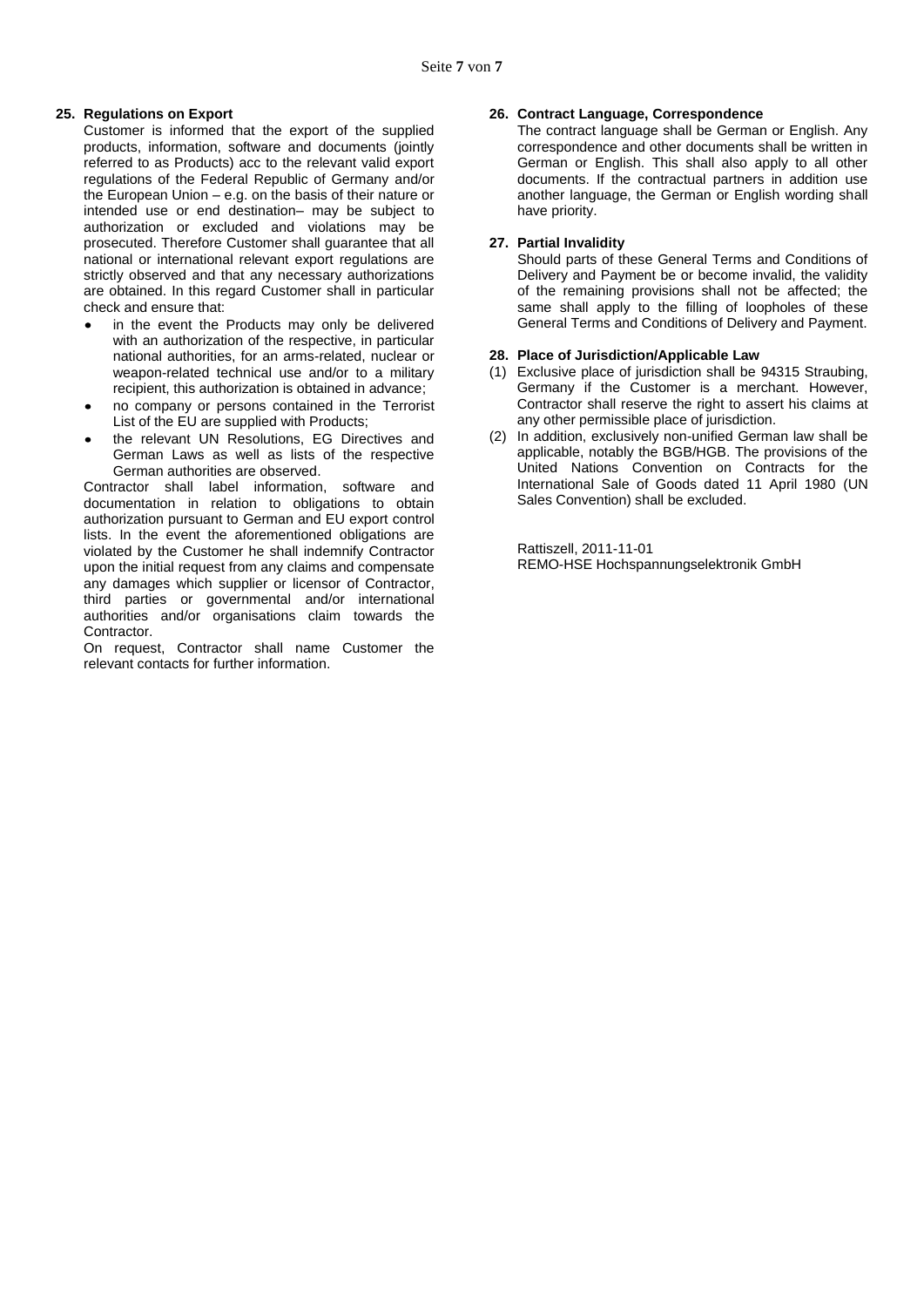**25. Regulations on Export**

Customer is informed that the export of the supplied products, information, software and documents (jointly referred to as Products) acc to the relevant valid export regulations of the Federal Republic of Germany and/or the European Union – e.g. on the basis of their nature or intended use or end destination– may be subject to authorization or excluded and violations may be prosecuted. Therefore Customer shall guarantee that all national or international relevant export regulations are strictly observed and that any necessary authorizations are obtained. In this regard Customer shall in particular check and ensure that:

- in the event the Products may only be delivered with an authorization of the respective, in particular national authorities, for an arms-related, nuclear or weapon-related technical use and/or to a military recipient, this authorization is obtained in advance;
- no company or persons contained in the Terrorist List of the EU are supplied with Products;
- the relevant UN Resolutions, EG Directives and German Laws as well as lists of the respective German authorities are observed.

Contractor shall label information, software and documentation in relation to obligations to obtain authorization pursuant to German and EU export control lists. In the event the aforementioned obligations are violated by the Customer he shall indemnify Contractor upon the initial request from any claims and compensate any damages which supplier or licensor of Contractor, third parties or governmental and/or international authorities and/or organisations claim towards the Contractor.

On request, Contractor shall name Customer the relevant contacts for further information.

**26. Contract Language, Correspondence**

The contract language shall be German or English. Any correspondence and other documents shall be written in German or English. This shall also apply to all other documents. If the contractual partners in addition use another language, the German or English wording shall have priority.

**27. Partial Invalidity**

Should parts of these General Terms and Conditions of Delivery and Payment be or become invalid, the validity of the remaining provisions shall not be affected; the same shall apply to the filling of loopholes of these General Terms and Conditions of Delivery and Payment.

**28. Place of Jurisdiction/Applicable Law**

(1) Exclusive place of jurisdiction shall be 94315 Straubing, Germany if the Customer is a merchant. However, Contractor shall reserve the right to assert his claims at any other permissible place of jurisdiction.

(2) In addition, exclusively non-unified German law shall be applicable, notably the BGB/HGB. The provisions of the United Nations Convention on Contracts for the International Sale of Goods dated 11 April 1980 (UN Sales Convention) shall be excluded.

Rattiszell, 2011-11-01
REMO-HSE Hochspannungselektronik GmbH